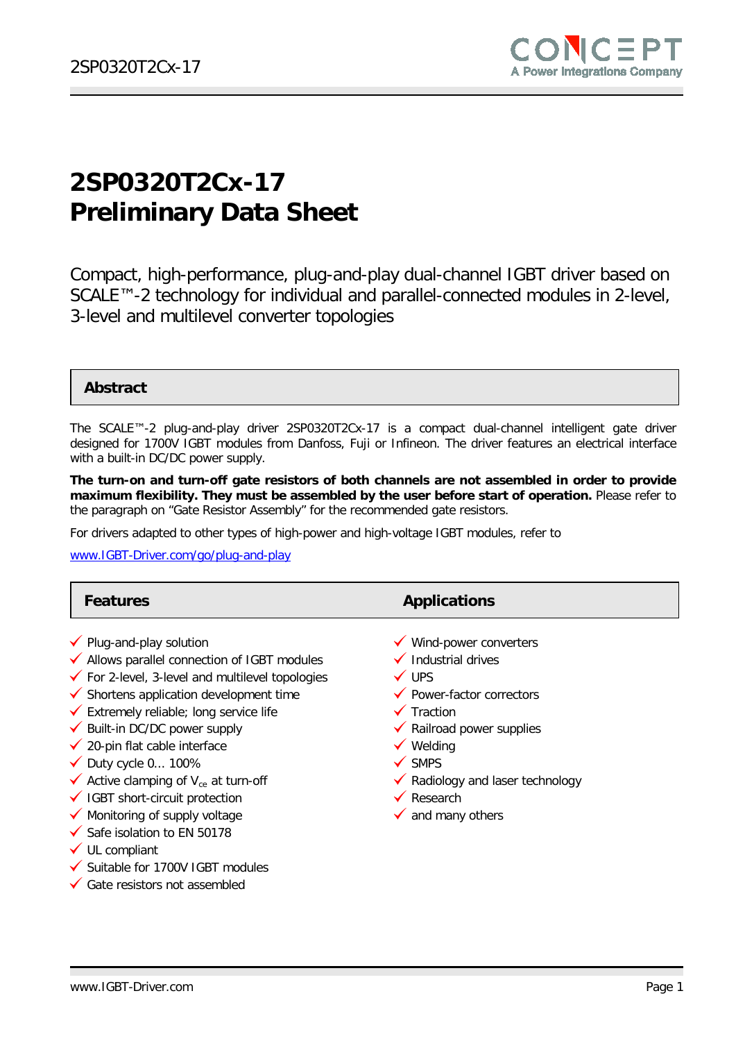# 2SP0320T2Cx-17
# Preliminary Data Sheet

Compact, high-performance, plug-and-play dual-channel IGBT driver based on SCALE™-2 technology for individual and parallel-connected modules in 2-level, 3-level and multilevel converter topologies

## Abstract

The SCALE™-2 plug-and-play driver 2SP0320T2Cx-17 is a compact dual-channel intelligent gate driver designed for 1700V IGBT modules from Danfoss, Fuji or Infineon. The driver features an electrical interface with a built-in DC/DC power supply.

**The turn-on and turn-off gate resistors of both channels are not assembled in order to provide maximum flexibility. They must be assembled by the user before start of operation.** Please refer to the paragraph on "Gate Resistor Assembly" for the recommended gate resistors.

For drivers adapted to other types of high-power and high-voltage IGBT modules, refer to

[www.IGBT-Driver.com/go/plug-and-play](http://www.IGBT-Driver.com/go/plug-and-play)

## Features

- ✓ Plug-and-play solution
- ✓ Allows parallel connection of IGBT modules
- ✓ For 2-level, 3-level and multilevel topologies
- ✓ Shortens application development time
- ✓ Extremely reliable; long service life
- ✓ Built-in DC/DC power supply
- ✓ 20-pin flat cable interface
- ✓ Duty cycle 0... 100%
- ✓ Active clamping of $V_{ce}$ at turn-off
- ✓ IGBT short-circuit protection
- ✓ Monitoring of supply voltage
- ✓ Safe isolation to EN 50178
- ✓ UL compliant
- ✓ Suitable for 1700V IGBT modules
- ✓ Gate resistors not assembled

## Applications

- ✓ Wind-power converters
- ✓ Industrial drives
- ✓ UPS
- ✓ Power-factor correctors
- ✓ Traction
- ✓ Railroad power supplies
- ✓ Welding
- ✓ SMPS
- ✓ Radiology and laser technology
- ✓ Research
- ✓ and many others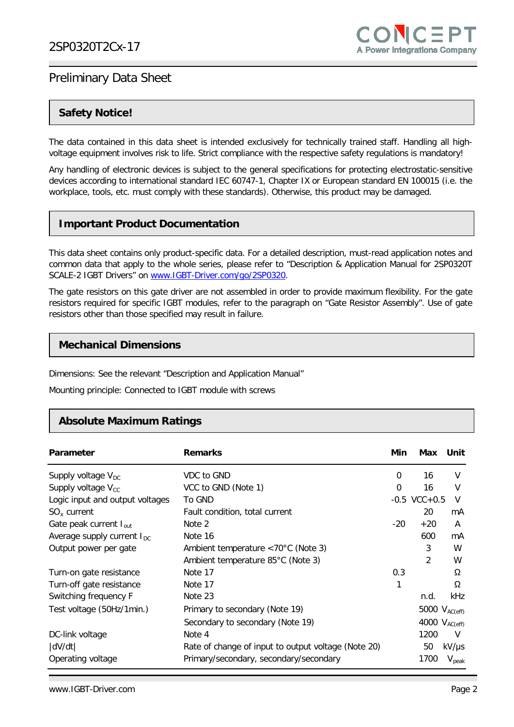## Preliminary Data Sheet

## Safety Notice!

The data contained in this data sheet is intended exclusively for technically trained staff. Handling all high-voltage equipment involves risk to life. Strict compliance with the respective safety regulations is mandatory!

Any handling of electronic devices is subject to the general specifications for protecting electrostatic-sensitive devices according to international standard IEC 60747-1, Chapter IX or European standard EN 100015 (i.e. the workplace, tools, etc. must comply with these standards). Otherwise, this product may be damaged.

## Important Product Documentation

This data sheet contains only product-specific data. For a detailed description, must-read application notes and common data that apply to the whole series, please refer to “Description & Application Manual for 2SP0320T SCALE-2 IGBT Drivers” on www.IGBT-Driver.com/go/2SP0320.

The gate resistors on this gate driver are not assembled in order to provide maximum flexibility. For the gate resistors required for specific IGBT modules, refer to the paragraph on “Gate Resistor Assembly”. Use of gate resistors other than those specified may result in failure.

## Mechanical Dimensions

Dimensions: See the relevant “Description and Application Manual”

Mounting principle: Connected to IGBT module with screws

## Absolute Maximum Ratings

| Parameter | Remarks | Min | Max | Unit |
|---|---|---|---|---|
| Supply voltage $V_{DC}$ | VDC to GND | 0 | 16 | V |
| Supply voltage $V_{CC}$ | VCC to GND (Note 1) | 0 | 16 | V |
| Logic input and output voltages | To GND | -0.5 | VCC+0.5 | V |
| $SO_x$ current | Fault condition, total current | | 20 | mA |
| Gate peak current $I_{out}$ | Note 2 | -20 | +20 | A |
| Average supply current $I_{DC}$ | Note 16 | | 600 | mA |
| Output power per gate | Ambient temperature <70°C (Note 3) | | 3 | W |
| | Ambient temperature 85°C (Note 3) | | 2 | W |
| Turn-on gate resistance | Note 17 | 0.3 | | Ω |
| Turn-off gate resistance | Note 17 | 1 | | Ω |
| Switching frequency F | Note 23 | | n.d. | kHz |
| Test voltage (50Hz/1min.) | Primary to secondary (Note 19) | | 5000 | $V_{AC(eff)}$ |
| | Secondary to secondary (Note 19) | | 4000 | $V_{AC(eff)}$ |
| DC-link voltage | Note 4 | | 1200 | V |
| \|dV/dt\| | Rate of change of input to output voltage (Note 20) | | 50 | kV/μs |
| Operating voltage | Primary/secondary, secondary/secondary | | 1700 | $V_{peak}$ |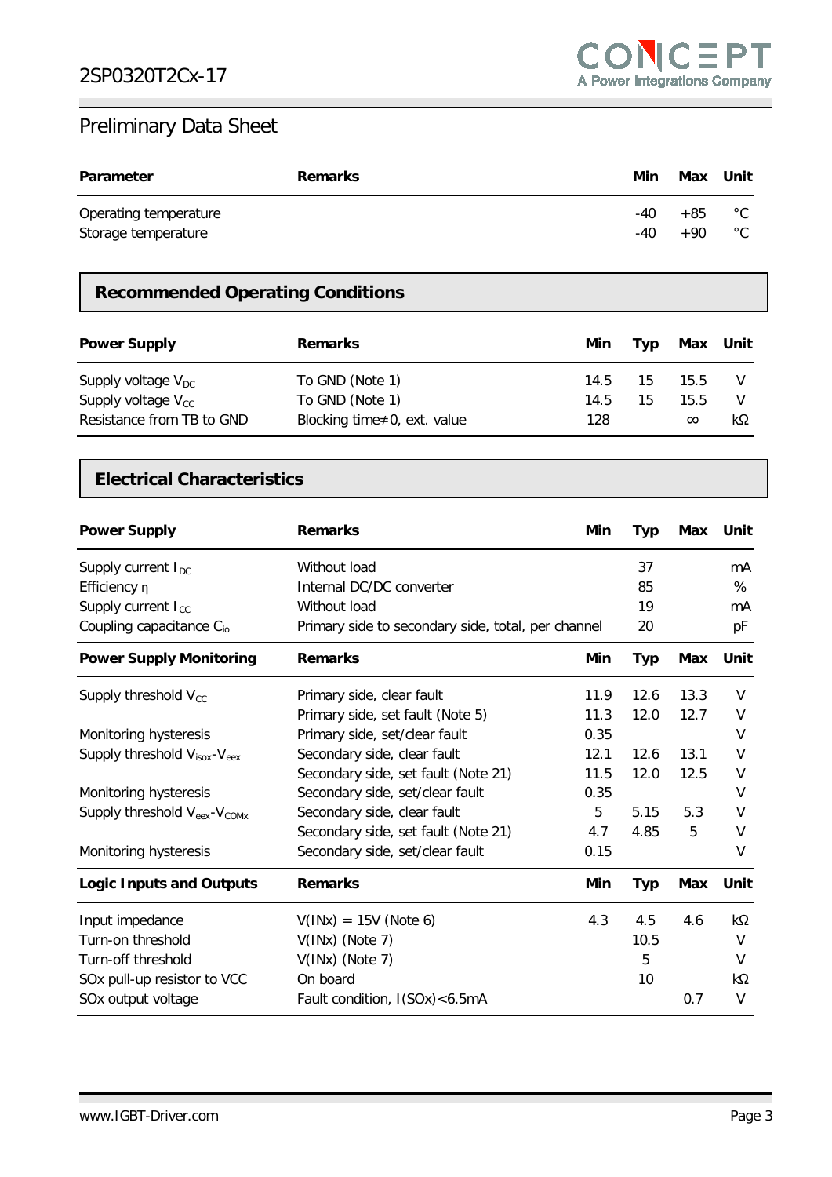## Preliminary Data Sheet

| Parameter | Remarks | Min | Max | Unit |
|---|---|---|---|---|
| Operating temperature | | -40 | +85 | °C |
| Storage temperature | | -40 | +90 | °C |

## Recommended Operating Conditions

| Power Supply | Remarks | Min | Typ | Max | Unit |
|---|---|---|---|---|---|
| Supply voltage $V_{DC}$ | To GND (Note 1) | 14.5 | 15 | 15.5 | V |
| Supply voltage $V_{CC}$ | To GND (Note 1) | 14.5 | 15 | 15.5 | V |
| Resistance from TB to GND | Blocking time≠0, ext. value | 128 | | ∞ | kΩ |

## Electrical Characteristics

| Power Supply | Remarks | Min | Typ | Max | Unit |
|---|---|---|---|---|---|
| Supply current $I_{DC}$ | Without load | | 37 | | mA |
| Efficiency η | Internal DC/DC converter | | 85 | | % |
| Supply current $I_{CC}$ | Without load | | 19 | | mA |
| Coupling capacitance $C_{io}$ | Primary side to secondary side, total, per channel | | 20 | | pF |

| Power Supply Monitoring | Remarks | Min | Typ | Max | Unit |
|---|---|---|---|---|---|
| Supply threshold $V_{CC}$ | Primary side, clear fault | 11.9 | 12.6 | 13.3 | V |
| | Primary side, set fault (Note 5) | 11.3 | 12.0 | 12.7 | V |
| Monitoring hysteresis | Primary side, set/clear fault | 0.35 | | | V |
| Supply threshold $V_{isox}$-$V_{eex}$ | Secondary side, clear fault | 12.1 | 12.6 | 13.1 | V |
| | Secondary side, set fault (Note 21) | 11.5 | 12.0 | 12.5 | V |
| Monitoring hysteresis | Secondary side, set/clear fault | 0.35 | | | V |
| Supply threshold $V_{eex}$-$V_{COMx}$ | Secondary side, clear fault | 5 | 5.15 | 5.3 | V |
| | Secondary side, set fault (Note 21) | 4.7 | 4.85 | 5 | V |
| Monitoring hysteresis | Secondary side, set/clear fault | 0.15 | | | V |

| Logic Inputs and Outputs | Remarks | Min | Typ | Max | Unit |
|---|---|---|---|---|---|
| Input impedance | V(INx) = 15V (Note 6) | 4.3 | 4.5 | 4.6 | kΩ |
| Turn-on threshold | V(INx) (Note 7) | | 10.5 | | V |
| Turn-off threshold | V(INx) (Note 7) | | 5 | | V |
| SOx pull-up resistor to VCC | On board | | 10 | | kΩ |
| SOx output voltage | Fault condition, I(SOx)<6.5mA | | | 0.7 | V |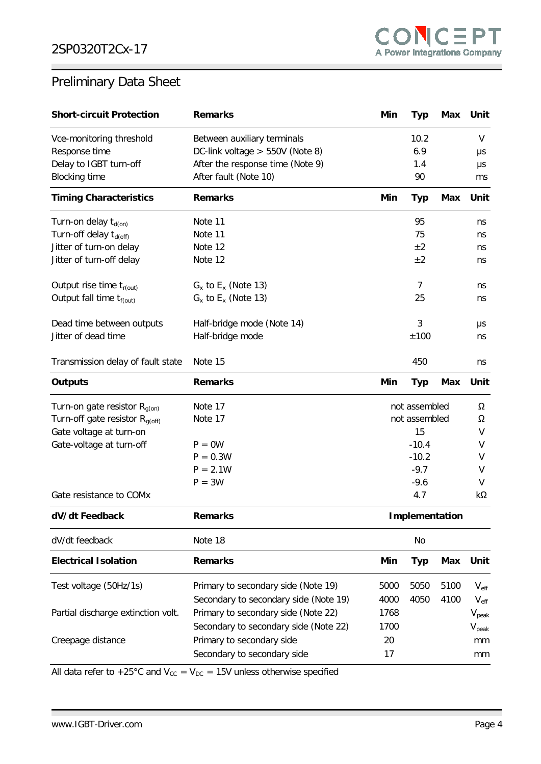## Preliminary Data Sheet

| Short-circuit Protection | Remarks | Min | Typ | Max | Unit |
|---|---|---|---|---|---|
| Vce-monitoring threshold | Between auxiliary terminals | | 10.2 | | V |
| Response time | DC-link voltage > 550V (Note 8) | | 6.9 | | µs |
| Delay to IGBT turn-off | After the response time (Note 9) | | 1.4 | | µs |
| Blocking time | After fault (Note 10) | | 90 | | ms |

| Timing Characteristics | Remarks | Min | Typ | Max | Unit |
|---|---|---|---|---|---|
| Turn-on delay $t_{d(on)}$ | Note 11 | | 95 | | ns |
| Turn-off delay $t_{d(off)}$ | Note 11 | | 75 | | ns |
| Jitter of turn-on delay | Note 12 | | ±2 | | ns |
| Jitter of turn-off delay | Note 12 | | ±2 | | ns |
| Output rise time $t_{r(out)}$ | $G_x$ to $E_x$ (Note 13) | | 7 | | ns |
| Output fall time $t_{f(out)}$ | $G_x$ to $E_x$ (Note 13) | | 25 | | ns |
| Dead time between outputs | Half-bridge mode (Note 14) | | 3 | | µs |
| Jitter of dead time | Half-bridge mode | | ±100 | | ns |
| Transmission delay of fault state | Note 15 | | 450 | | ns |

| Outputs | Remarks | Min | Typ | Max | Unit |
|---|---|---|---|---|---|
| Turn-on gate resistor $R_{g(on)}$ | Note 17 | | not assembled | | Ω |
| Turn-off gate resistor $R_{g(off)}$ | Note 17 | | not assembled | | Ω |
| Gate voltage at turn-on | | | 15 | | V |
| Gate-voltage at turn-off | P = 0W | | -10.4 | | V |
| | P = 0.3W | | -10.2 | | V |
| | P = 2.1W | | -9.7 | | V |
| | P = 3W | | -9.6 | | V |
| Gate resistance to COMx | | | 4.7 | | kΩ |

| dV/dt Feedback | Remarks | Implementation |
|---|---|---|
| dV/dt feedback | Note 18 | No |

| Electrical Isolation | Remarks | Min | Typ | Max | Unit |
|---|---|---|---|---|---|
| Test voltage (50Hz/1s) | Primary to secondary side (Note 19) | 5000 | 5050 | 5100 | $V_{eff}$ |
| | Secondary to secondary side (Note 19) | 4000 | 4050 | 4100 | $V_{eff}$ |
| Partial discharge extinction volt. | Primary to secondary side (Note 22) | 1768 | | | $V_{peak}$ |
| | Secondary to secondary side (Note 22) | 1700 | | | $V_{peak}$ |
| Creepage distance | Primary to secondary side | 20 | | | mm |
| | Secondary to secondary side | 17 | | | mm |

All data refer to +25°C and $V_{CC}$ = $V_{DC}$ = 15V unless otherwise specified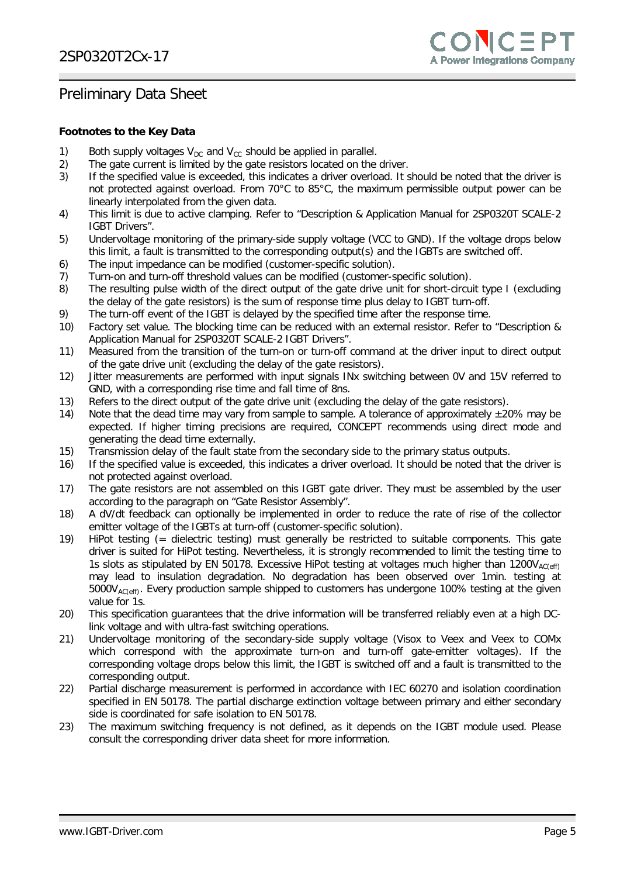## Preliminary Data Sheet

**Footnotes to the Key Data**

1) Both supply voltages $V_{DC}$ and $V_{CC}$ should be applied in parallel.
2) The gate current is limited by the gate resistors located on the driver.
3) If the specified value is exceeded, this indicates a driver overload. It should be noted that the driver is not protected against overload. From 70°C to 85°C, the maximum permissible output power can be linearly interpolated from the given data.
4) This limit is due to active clamping. Refer to "Description & Application Manual for 2SP0320T SCALE-2 IGBT Drivers".
5) Undervoltage monitoring of the primary-side supply voltage (VCC to GND). If the voltage drops below this limit, a fault is transmitted to the corresponding output(s) and the IGBTs are switched off.
6) The input impedance can be modified (customer-specific solution).
7) Turn-on and turn-off threshold values can be modified (customer-specific solution).
8) The resulting pulse width of the direct output of the gate drive unit for short-circuit type I (excluding the delay of the gate resistors) is the sum of response time plus delay to IGBT turn-off.
9) The turn-off event of the IGBT is delayed by the specified time after the response time.
10) Factory set value. The blocking time can be reduced with an external resistor. Refer to "Description & Application Manual for 2SP0320T SCALE-2 IGBT Drivers".
11) Measured from the transition of the turn-on or turn-off command at the driver input to direct output of the gate drive unit (excluding the delay of the gate resistors).
12) Jitter measurements are performed with input signals INx switching between 0V and 15V referred to GND, with a corresponding rise time and fall time of 8ns.
13) Refers to the direct output of the gate drive unit (excluding the delay of the gate resistors).
14) Note that the dead time may vary from sample to sample. A tolerance of approximately ±20% may be expected. If higher timing precisions are required, CONCEPT recommends using direct mode and generating the dead time externally.
15) Transmission delay of the fault state from the secondary side to the primary status outputs.
16) If the specified value is exceeded, this indicates a driver overload. It should be noted that the driver is not protected against overload.
17) The gate resistors are not assembled on this IGBT gate driver. They must be assembled by the user according to the paragraph on "Gate Resistor Assembly".
18) A dV/dt feedback can optionally be implemented in order to reduce the rate of rise of the collector emitter voltage of the IGBTs at turn-off (customer-specific solution).
19) HiPot testing (= dielectric testing) must generally be restricted to suitable components. This gate driver is suited for HiPot testing. Nevertheless, it is strongly recommended to limit the testing time to 1s slots as stipulated by EN 50178. Excessive HiPot testing at voltages much higher than $1200V_{AC(eff)}$ may lead to insulation degradation. No degradation has been observed over 1min. testing at $5000V_{AC(eff)}$. Every production sample shipped to customers has undergone 100% testing at the given value for 1s.
20) This specification guarantees that the drive information will be transferred reliably even at a high DC-link voltage and with ultra-fast switching operations.
21) Undervoltage monitoring of the secondary-side supply voltage (Visox to Veex and Veex to COMx which correspond with the approximate turn-on and turn-off gate-emitter voltages). If the corresponding voltage drops below this limit, the IGBT is switched off and a fault is transmitted to the corresponding output.
22) Partial discharge measurement is performed in accordance with IEC 60270 and isolation coordination specified in EN 50178. The partial discharge extinction voltage between primary and either secondary side is coordinated for safe isolation to EN 50178.
23) The maximum switching frequency is not defined, as it depends on the IGBT module used. Please consult the corresponding driver data sheet for more information.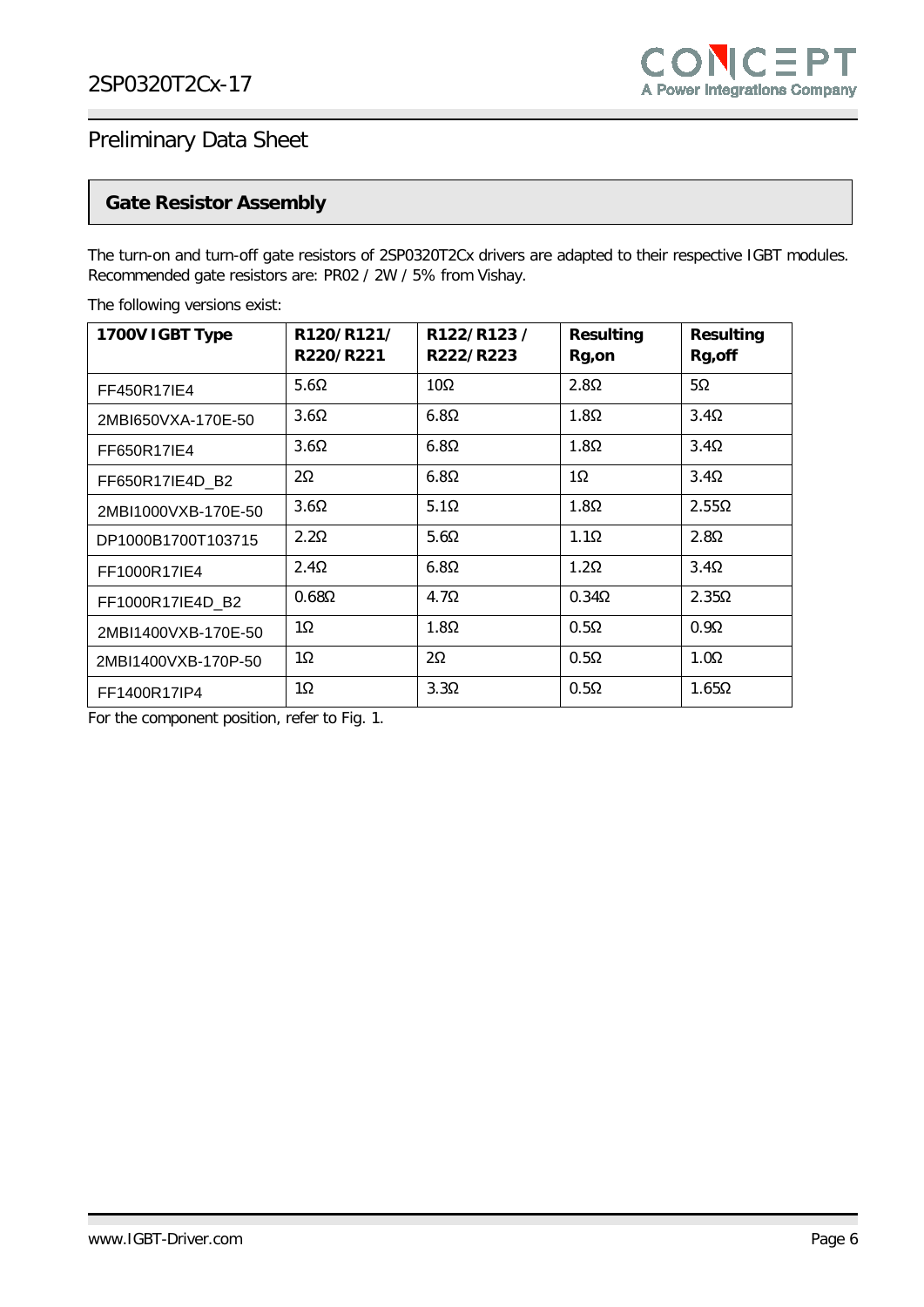## Gate Resistor Assembly

The turn-on and turn-off gate resistors of 2SP0320T2Cx drivers are adapted to their respective IGBT modules. Recommended gate resistors are: PR02 / 2W / 5% from Vishay.

The following versions exist:

| 1700V IGBT Type | R120/R121/ R220/R221 | R122/R123 / R222/R223 | Resulting Rg,on | Resulting Rg,off |
|---|---|---|---|---|
| FF450R17IE4 | 5.6Ω | 10Ω | 2.8Ω | 5Ω |
| 2MBI650VXA-170E-50 | 3.6Ω | 6.8Ω | 1.8Ω | 3.4Ω |
| FF650R17IE4 | 3.6Ω | 6.8Ω | 1.8Ω | 3.4Ω |
| FF650R17IE4D_B2 | 2Ω | 6.8Ω | 1Ω | 3.4Ω |
| 2MBI1000VXB-170E-50 | 3.6Ω | 5.1Ω | 1.8Ω | 2.55Ω |
| DP1000B1700T103715 | 2.2Ω | 5.6Ω | 1.1Ω | 2.8Ω |
| FF1000R17IE4 | 2.4Ω | 6.8Ω | 1.2Ω | 3.4Ω |
| FF1000R17IE4D_B2 | 0.68Ω | 4.7Ω | 0.34Ω | 2.35Ω |
| 2MBI1400VXB-170E-50 | 1Ω | 1.8Ω | 0.5Ω | 0.9Ω |
| 2MBI1400VXB-170P-50 | 1Ω | 2Ω | 0.5Ω | 1.0Ω |
| FF1400R17IP4 | 1Ω | 3.3Ω | 0.5Ω | 1.65Ω |

For the component position, refer to Fig. 1.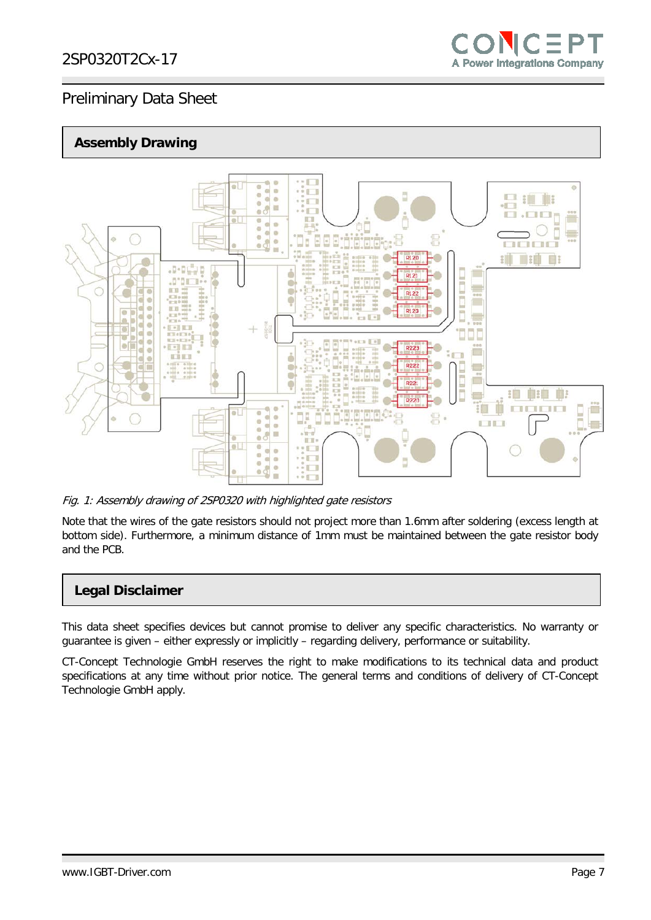## Assembly Drawing

*Fig. 1: Assembly drawing of 2SP0320 with highlighted gate resistors*

Note that the wires of the gate resistors should not project more than 1.6mm after soldering (excess length at bottom side). Furthermore, a minimum distance of 1mm must be maintained between the gate resistor body and the PCB.

## Legal Disclaimer

This data sheet specifies devices but cannot promise to deliver any specific characteristics. No warranty or guarantee is given – either expressly or implicitly – regarding delivery, performance or suitability.

CT-Concept Technologie GmbH reserves the right to make modifications to its technical data and product specifications at any time without prior notice. The general terms and conditions of delivery of CT-Concept Technologie GmbH apply.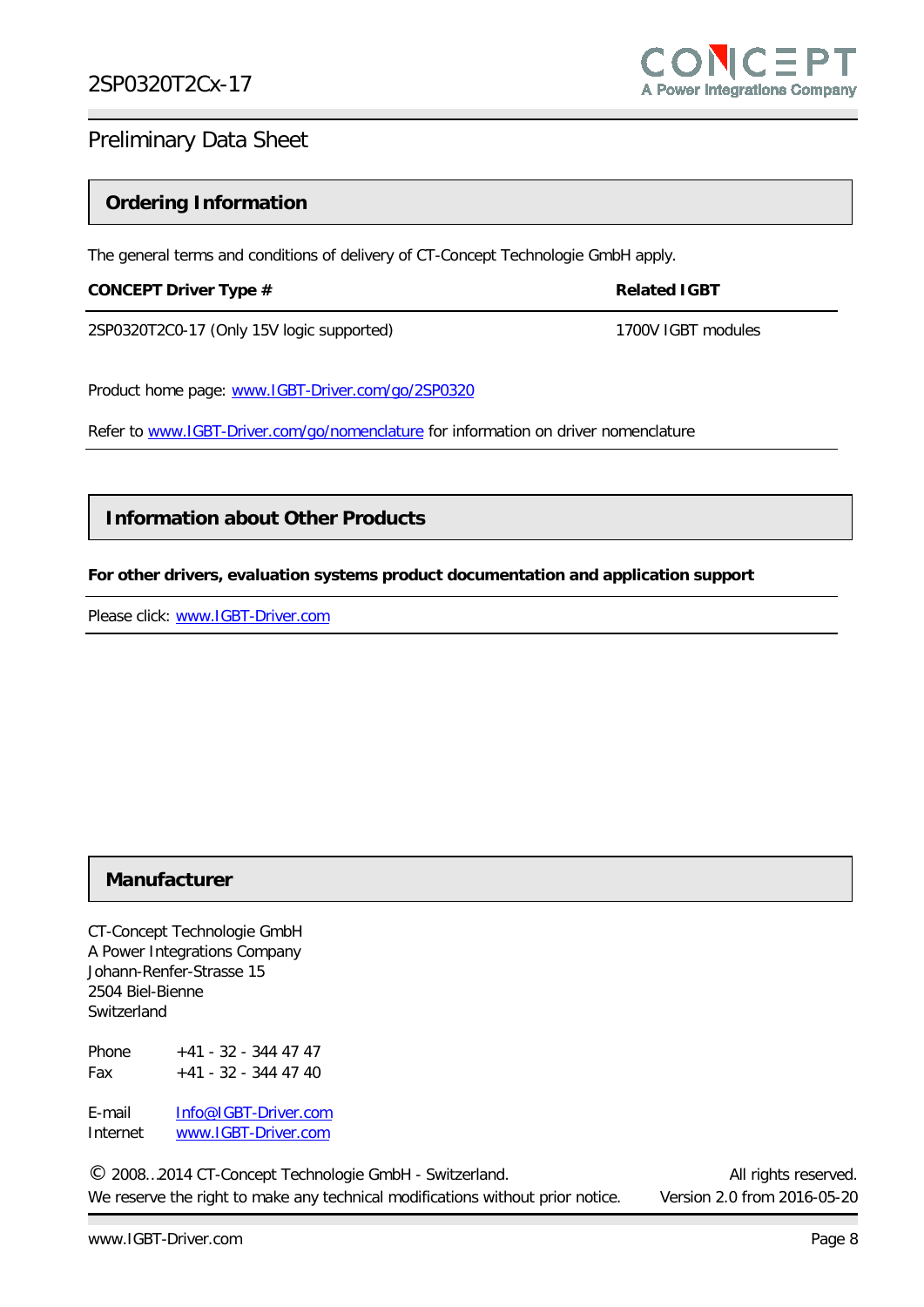## Ordering Information

The general terms and conditions of delivery of CT-Concept Technologie GmbH apply.

| CONCEPT Driver Type # | Related IGBT |
|---|---|
| 2SP0320T2C0-17 (Only 15V logic supported) | 1700V IGBT modules |

Product home page: www.IGBT-Driver.com/go/2SP0320

Refer to www.IGBT-Driver.com/go/nomenclature for information on driver nomenclature

## Information about Other Products

**For other drivers, evaluation systems product documentation and application support**

Please click: www.IGBT-Driver.com

## Manufacturer

CT-Concept Technologie GmbH
A Power Integrations Company
Johann-Renfer-Strasse 15
2504 Biel-Bienne
Switzerland

Phone +41 - 32 - 344 47 47
Fax +41 - 32 - 344 47 40

E-mail Info@IGBT-Driver.com
Internet www.IGBT-Driver.com

© 2008...2014 CT-Concept Technologie GmbH - Switzerland. All rights reserved.
We reserve the right to make any technical modifications without prior notice. Version 2.0 from 2016-05-20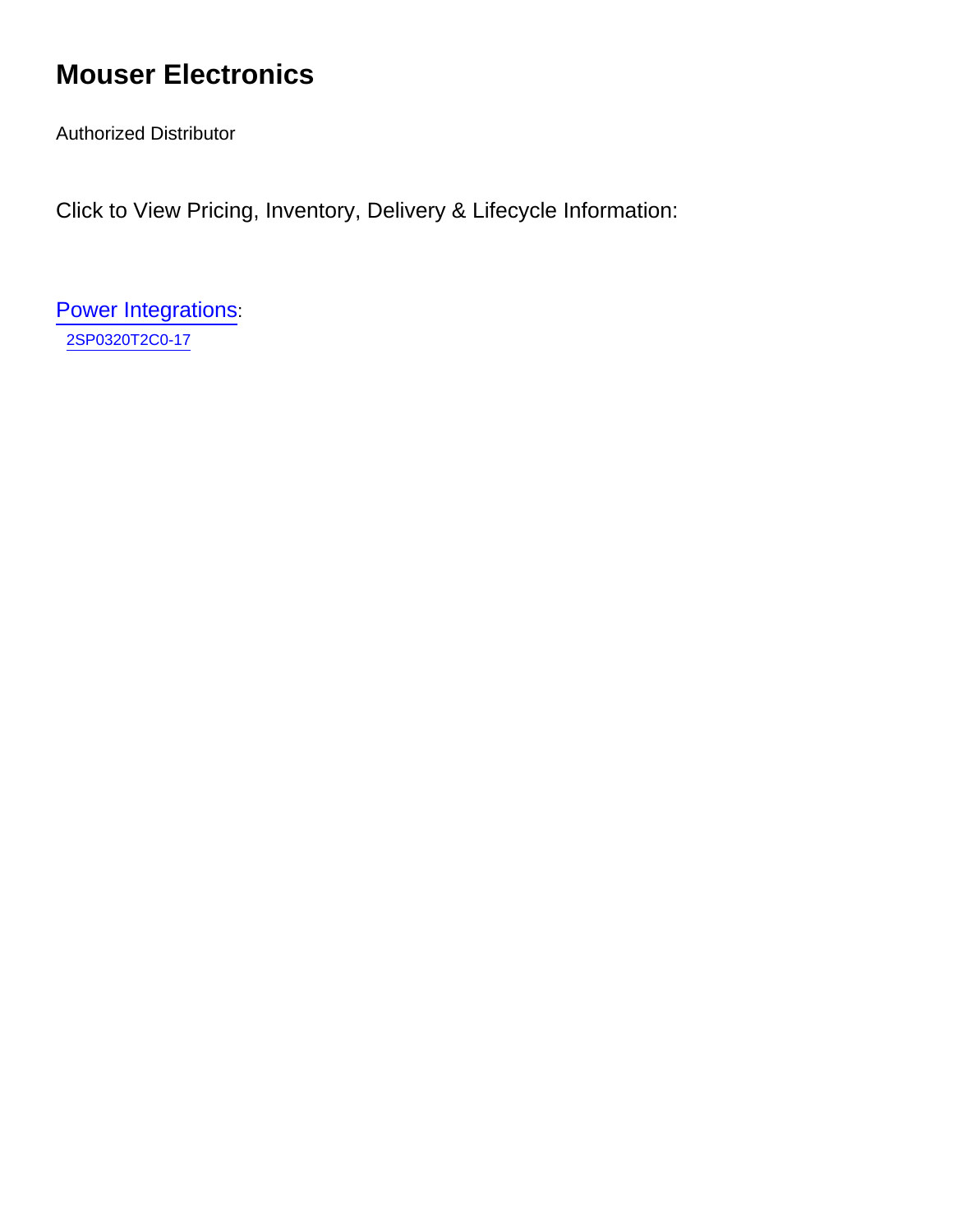# Mouser Electronics

Authorized Distributor

Click to View Pricing, Inventory, Delivery & Lifecycle Information:

Power Integrations:

2SP0320T2C0-17